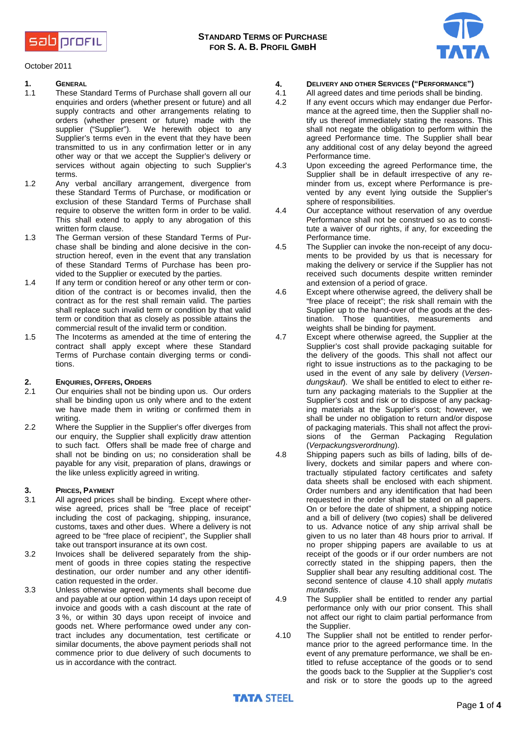# STANDARD TERMS OF PURCHASE FOR S. A. B. PROFIL GMBH

October 2011

## 1. GENERAL

1.1 These Standard Terms of Purchase shall govern all our enquiries and orders (whether present or future) and all supply contracts and other arrangements relating to orders (whether present or future) made with the supplier ("Supplier"). We herewith object to any Supplier's terms even in the event that they have been transmitted to us in any confirmation letter or in any other way or that we accept the Supplier's delivery or services without again objecting to such Supplier's terms.

1.2 Any verbal ancillary arrangement, divergence from these Standard Terms of Purchase, or modification or exclusion of these Standard Terms of Purchase shall require to observe the written form in order to be valid. This shall extend to apply to any abrogation of this written form clause.

1.3 The German version of these Standard Terms of Purchase shall be binding and alone decisive in the construction hereof, even in the event that any translation of these Standard Terms of Purchase has been provided to the Supplier or executed by the parties.

1.4 If any term or condition hereof or any other term or condition of the contract is or becomes invalid, then the contract as for the rest shall remain valid. The parties shall replace such invalid term or condition by that valid term or condition that as closely as possible attains the commercial result of the invalid term or condition.

1.5 The Incoterms as amended at the time of entering the contract shall apply except where these Standard Terms of Purchase contain diverging terms or conditions.

## 2. ENQUIRIES, OFFERS, ORDERS

2.1 Our enquiries shall not be binding upon us. Our orders shall be binding upon us only where and to the extent we have made them in writing or confirmed them in writing.

2.2 Where the Supplier in the Supplier's offer diverges from our enquiry, the Supplier shall explicitly draw attention to such fact. Offers shall be made free of charge and shall not be binding on us; no consideration shall be payable for any visit, preparation of plans, drawings or the like unless explicitly agreed in writing.

## 3. PRICES, PAYMENT

3.1 All agreed prices shall be binding. Except where otherwise agreed, prices shall be "free place of receipt" including the cost of packaging, shipping, insurance, customs, taxes and other dues. Where a delivery is not agreed to be "free place of recipient", the Supplier shall take out transport insurance at its own cost.

3.2 Invoices shall be delivered separately from the shipment of goods in three copies stating the respective destination, our order number and any other identification requested in the order.

3.3 Unless otherwise agreed, payments shall become due and payable at our option within 14 days upon receipt of invoice and goods with a cash discount at the rate of 3 %, or within 30 days upon receipt of invoice and goods net. Where performance owed under any contract includes any documentation, test certificate or similar documents, the above payment periods shall not commence prior to due delivery of such documents to us in accordance with the contract.

## 4. DELIVERY AND OTHER SERVICES ("PERFORMANCE")

4.1 All agreed dates and time periods shall be binding.

4.2 If any event occurs which may endanger due Performance at the agreed time, then the Supplier shall notify us thereof immediately stating the reasons. This shall not negate the obligation to perform within the agreed Performance time. The Supplier shall bear any additional cost of any delay beyond the agreed Performance time.

4.3 Upon exceeding the agreed Performance time, the Supplier shall be in default irrespective of any reminder from us, except where Performance is prevented by any event lying outside the Supplier's sphere of responsibilities.

4.4 Our acceptance without reservation of any overdue Performance shall not be construed so as to constitute a waiver of our rights, if any, for exceeding the Performance time.

4.5 The Supplier can invoke the non-receipt of any documents to be provided by us that is necessary for making the delivery or service if the Supplier has not received such documents despite written reminder and extension of a period of grace.

4.6 Except where otherwise agreed, the delivery shall be "free place of receipt"; the risk shall remain with the Supplier up to the hand-over of the goods at the destination. Those quantities, measurements and weights shall be binding for payment.

4.7 Except where otherwise agreed, the Supplier at the Supplier's cost shall provide packaging suitable for the delivery of the goods. This shall not affect our right to issue instructions as to the packaging to be used in the event of any sale by delivery (*Versendungskauf*). We shall be entitled to elect to either return any packaging materials to the Supplier at the Supplier's cost and risk or to dispose of any packaging materials at the Supplier's cost; however, we shall be under no obligation to return and/or dispose of packaging materials. This shall not affect the provisions of the German Packaging Regulation (*Verpackungsverordnung*).

4.8 Shipping papers such as bills of lading, bills of delivery, dockets and similar papers and where contractually stipulated factory certificates and safety data sheets shall be enclosed with each shipment. Order numbers and any identification that had been requested in the order shall be stated on all papers. On or before the date of shipment, a shipping notice and a bill of delivery (two copies) shall be delivered to us. Advance notice of any ship arrival shall be given to us no later than 48 hours prior to arrival. If no proper shipping papers are available to us at receipt of the goods or if our order numbers are not correctly stated in the shipping papers, then the Supplier shall bear any resulting additional cost. The second sentence of clause 4.10 shall apply *mutatis mutandis*.

4.9 The Supplier shall be entitled to render any partial performance only with our prior consent. This shall not affect our right to claim partial performance from the Supplier.

4.10 The Supplier shall not be entitled to render performance prior to the agreed performance time. In the event of any premature performance, we shall be entitled to refuse acceptance of the goods or to send the goods back to the Supplier at the Supplier's cost and risk or to store the goods up to the agreed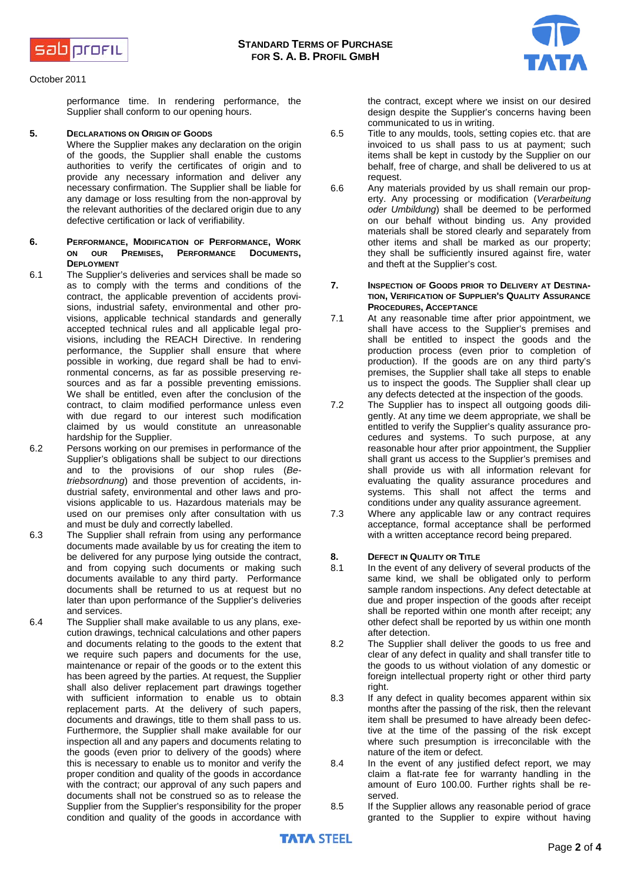performance time. In rendering performance, the Supplier shall conform to our opening hours.

## 5. Declarations on Origin of Goods

Where the Supplier makes any declaration on the origin of the goods, the Supplier shall enable the customs authorities to verify the certificates of origin and to provide any necessary information and deliver any necessary confirmation. The Supplier shall be liable for any damage or loss resulting from the non-approval by the relevant authorities of the declared origin due to any defective certification or lack of verifiability.

## 6. Performance, Modification of Performance, Work on our Premises, Performance Documents, Deployment

6.1 The Supplier's deliveries and services shall be made so as to comply with the terms and conditions of the contract, the applicable prevention of accidents provisions, industrial safety, environmental and other provisions, applicable technical standards and generally accepted technical rules and all applicable legal provisions, including the REACH Directive. In rendering performance, the Supplier shall ensure that where possible in working, due regard shall be had to environmental concerns, as far as possible preserving resources and as far a possible preventing emissions. We shall be entitled, even after the conclusion of the contract, to claim modified performance unless even with due regard to our interest such modification claimed by us would constitute an unreasonable hardship for the Supplier.

6.2 Persons working on our premises in performance of the Supplier's obligations shall be subject to our directions and to the provisions of our shop rules (*Betriebsordnung*) and those prevention of accidents, industrial safety, environmental and other laws and provisions applicable to us. Hazardous materials may be used on our premises only after consultation with us and must be duly and correctly labelled.

6.3 The Supplier shall refrain from using any performance documents made available by us for creating the item to be delivered for any purpose lying outside the contract, and from copying such documents or making such documents available to any third party. Performance documents shall be returned to us at request but no later than upon performance of the Supplier's deliveries and services.

6.4 The Supplier shall make available to us any plans, execution drawings, technical calculations and other papers and documents relating to the goods to the extent that we require such papers and documents for the use, maintenance or repair of the goods or to the extent this has been agreed by the parties. At request, the Supplier shall also deliver replacement part drawings together with sufficient information to enable us to obtain replacement parts. At the delivery of such papers, documents and drawings, title to them shall pass to us. Furthermore, the Supplier shall make available for our inspection all and any papers and documents relating to the goods (even prior to delivery of the goods) where this is necessary to enable us to monitor and verify the proper condition and quality of the goods in accordance with the contract; our approval of any such papers and documents shall not be construed so as to release the Supplier from the Supplier's responsibility for the proper condition and quality of the goods in accordance with the contract, except where we insist on our desired design despite the Supplier's concerns having been communicated to us in writing.

6.5 Title to any moulds, tools, setting copies etc. that are invoiced to us shall pass to us at payment; such items shall be kept in custody by the Supplier on our behalf, free of charge, and shall be delivered to us at request.

6.6 Any materials provided by us shall remain our property. Any processing or modification (*Verarbeitung oder Umbildung*) shall be deemed to be performed on our behalf without binding us. Any provided materials shall be stored clearly and separately from other items and shall be marked as our property; they shall be sufficiently insured against fire, water and theft at the Supplier's cost.

## 7. Inspection of Goods prior to Delivery at Destination, Verification of Supplier's Quality Assurance Procedures, Acceptance

7.1 At any reasonable time after prior appointment, we shall have access to the Supplier's premises and shall be entitled to inspect the goods and the production process (even prior to completion of production). If the goods are on any third party's premises, the Supplier shall take all steps to enable us to inspect the goods. The Supplier shall clear up any defects detected at the inspection of the goods.

7.2 The Supplier has to inspect all outgoing goods diligently. At any time we deem appropriate, we shall be entitled to verify the Supplier's quality assurance procedures and systems. To such purpose, at any reasonable hour after prior appointment, the Supplier shall grant us access to the Supplier's premises and shall provide us with all information relevant for evaluating the quality assurance procedures and systems. This shall not affect the terms and conditions under any quality assurance agreement.

7.3 Where any applicable law or any contract requires acceptance, formal acceptance shall be performed with a written acceptance record being prepared.

## 8. Defect in Quality or Title

8.1 In the event of any delivery of several products of the same kind, we shall be obligated only to perform sample random inspections. Any defect detectable at due and proper inspection of the goods after receipt shall be reported within one month after receipt; any other defect shall be reported by us within one month after detection.

8.2 The Supplier shall deliver the goods to us free and clear of any defect in quality and shall transfer title to the goods to us without violation of any domestic or foreign intellectual property right or other third party right.

8.3 If any defect in quality becomes apparent within six months after the passing of the risk, then the relevant item shall be presumed to have already been defective at the time of the passing of the risk except where such presumption is irreconcilable with the nature of the item or defect.

8.4 In the event of any justified defect report, we may claim a flat-rate fee for warranty handling in the amount of Euro 100.00. Further rights shall be reserved.

8.5 If the Supplier allows any reasonable period of grace granted to the Supplier to expire without having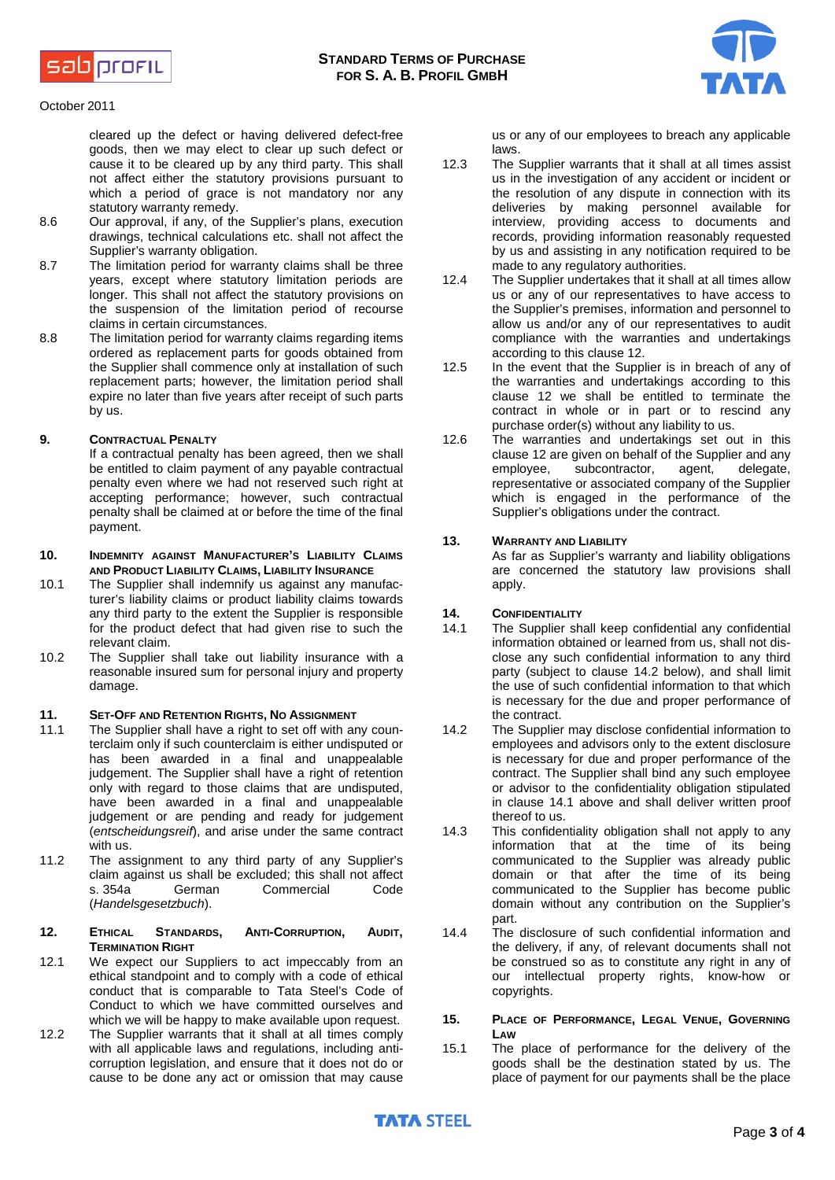cleared up the defect or having delivered defect-free goods, then we may elect to clear up such defect or cause it to be cleared up by any third party. This shall not affect either the statutory provisions pursuant to which a period of grace is not mandatory nor any statutory warranty remedy.

8.6 Our approval, if any, of the Supplier's plans, execution drawings, technical calculations etc. shall not affect the Supplier's warranty obligation.

8.7 The limitation period for warranty claims shall be three years, except where statutory limitation periods are longer. This shall not affect the statutory provisions on the suspension of the limitation period of recourse claims in certain circumstances.

8.8 The limitation period for warranty claims regarding items ordered as replacement parts for goods obtained from the Supplier shall commence only at installation of such replacement parts; however, the limitation period shall expire no later than five years after receipt of such parts by us.

## 9. Contractual Penalty

If a contractual penalty has been agreed, then we shall be entitled to claim payment of any payable contractual penalty even where we had not reserved such right at accepting performance; however, such contractual penalty shall be claimed at or before the time of the final payment.

## 10. Indemnity against Manufacturer's Liability Claims and Product Liability Claims, Liability Insurance

10.1 The Supplier shall indemnify us against any manufacturer's liability claims or product liability claims towards any third party to the extent the Supplier is responsible for the product defect that had given rise to such the relevant claim.

10.2 The Supplier shall take out liability insurance with a reasonable insured sum for personal injury and property damage.

## 11. Set-Off and Retention Rights, No Assignment

11.1 The Supplier shall have a right to set off with any counterclaim only if such counterclaim is either undisputed or has been awarded in a final and unappealable judgement. The Supplier shall have a right of retention only with regard to those claims that are undisputed, have been awarded in a final and unappealable judgement or are pending and ready for judgement (*entscheidungsreif*), and arise under the same contract with us.

11.2 The assignment to any third party of any Supplier's claim against us shall be excluded; this shall not affect s. 354a German Commercial Code (*Handelsgesetzbuch*).

## 12. Ethical Standards, Anti-Corruption, Audit, Termination Right

12.1 We expect our Suppliers to act impeccably from an ethical standpoint and to comply with a code of ethical conduct that is comparable to Tata Steel's Code of Conduct to which we have committed ourselves and which we will be happy to make available upon request.

12.2 The Supplier warrants that it shall at all times comply with all applicable laws and regulations, including anti-corruption legislation, and ensure that it does not do or cause to be done any act or omission that may cause us or any of our employees to breach any applicable laws.

12.3 The Supplier warrants that it shall at all times assist us in the investigation of any accident or incident or the resolution of any dispute in connection with its deliveries by making personnel available for interview, providing access to documents and records, providing information reasonably requested by us and assisting in any notification required to be made to any regulatory authorities.

12.4 The Supplier undertakes that it shall at all times allow us or any of our representatives to have access to the Supplier's premises, information and personnel to allow us and/or any of our representatives to audit compliance with the warranties and undertakings according to this clause 12.

12.5 In the event that the Supplier is in breach of any of the warranties and undertakings according to this clause 12 we shall be entitled to terminate the contract in whole or in part or to rescind any purchase order(s) without any liability to us.

12.6 The warranties and undertakings set out in this clause 12 are given on behalf of the Supplier and any employee, subcontractor, agent, delegate, representative or associated company of the Supplier which is engaged in the performance of the Supplier's obligations under the contract.

## 13. Warranty and Liability

As far as Supplier's warranty and liability obligations are concerned the statutory law provisions shall apply.

## 14. Confidentiality

14.1 The Supplier shall keep confidential any confidential information obtained or learned from us, shall not disclose any such confidential information to any third party (subject to clause 14.2 below), and shall limit the use of such confidential information to that which is necessary for the due and proper performance of the contract.

14.2 The Supplier may disclose confidential information to employees and advisors only to the extent disclosure is necessary for due and proper performance of the contract. The Supplier shall bind any such employee or advisor to the confidentiality obligation stipulated in clause 14.1 above and shall deliver written proof thereof to us.

14.3 This confidentiality obligation shall not apply to any information that at the time of its being communicated to the Supplier was already public domain or that after the time of its being communicated to the Supplier has become public domain without any contribution on the Supplier's part.

14.4 The disclosure of such confidential information and the delivery, if any, of relevant documents shall not be construed so as to constitute any right in any of our intellectual property rights, know-how or copyrights.

## 15. Place of Performance, Legal Venue, Governing Law

15.1 The place of performance for the delivery of the goods shall be the destination stated by us. The place of payment for our payments shall be the place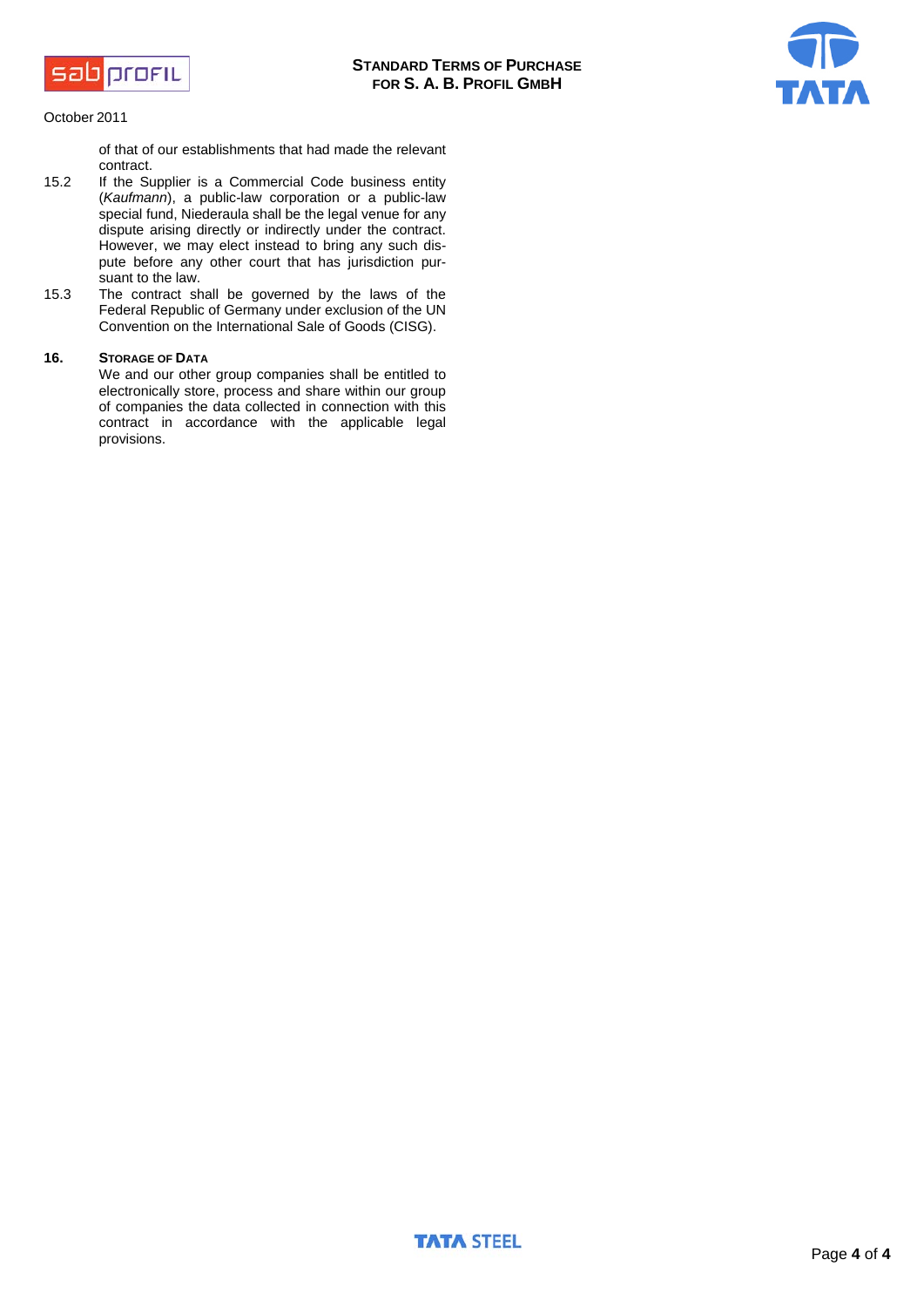of that of our establishments that had made the relevant contract.

15.2 If the Supplier is a Commercial Code business entity (*Kaufmann*), a public-law corporation or a public-law special fund, Niederaula shall be the legal venue for any dispute arising directly or indirectly under the contract. However, we may elect instead to bring any such dispute before any other court that has jurisdiction pursuant to the law.

15.3 The contract shall be governed by the laws of the Federal Republic of Germany under exclusion of the UN Convention on the International Sale of Goods (CISG).

## 16. Storage of Data

We and our other group companies shall be entitled to electronically store, process and share within our group of companies the data collected in connection with this contract in accordance with the applicable legal provisions.